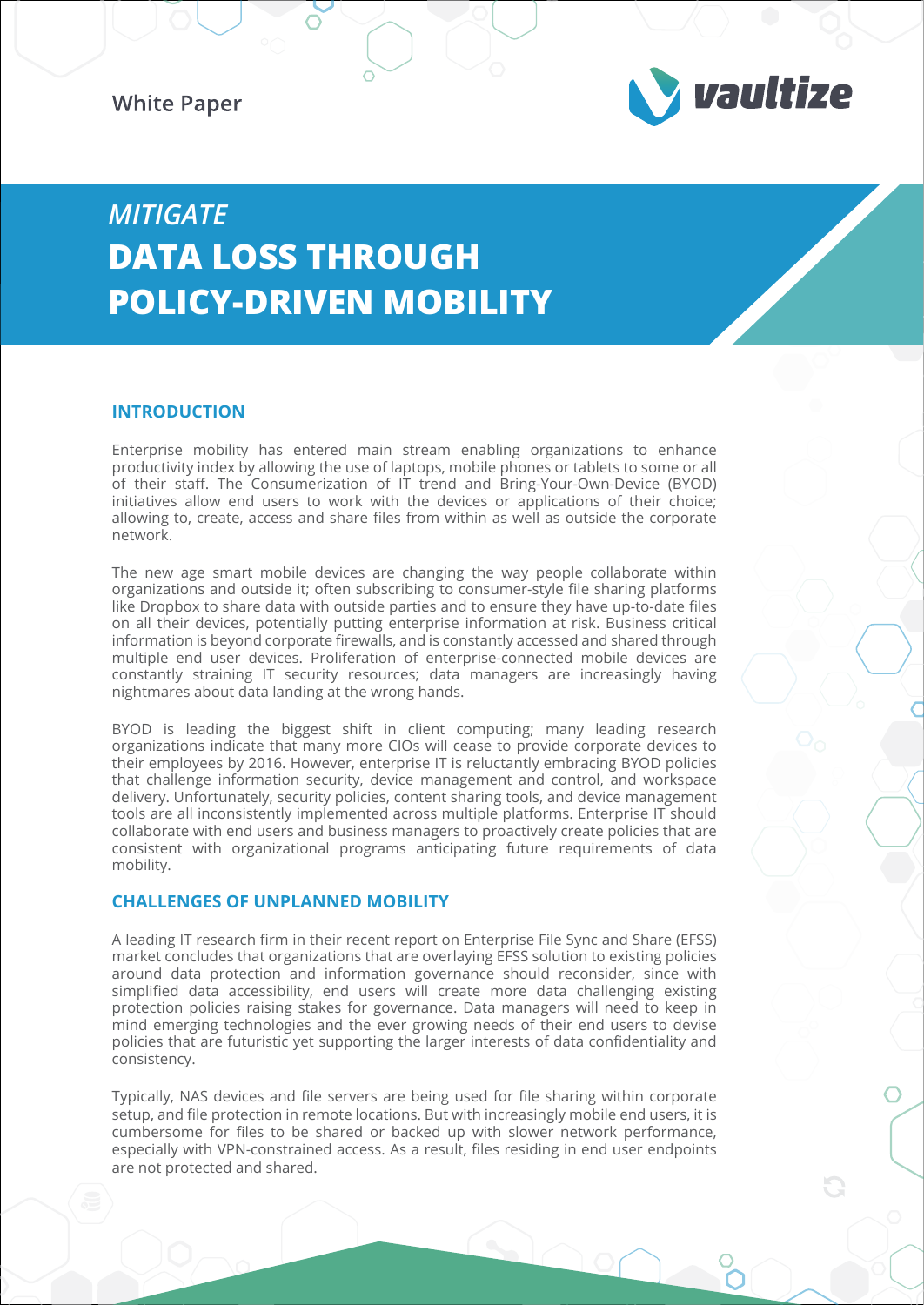White Paper

vaultize

# *MITIGATE* DATA LOSS THROUGH POLICY-DRIVEN MOBILITY

## INTRODUCTION

Enterprise mobility has entered main stream enabling organizations to enhance productivity index by allowing the use of laptops, mobile phones or tablets to some or all of their staff. The Consumerization of IT trend and Bring-Your-Own-Device (BYOD) initiatives allow end users to work with the devices or applications of their choice; allowing to, create, access and share files from within as well as outside the corporate network.

The new age smart mobile devices are changing the way people collaborate within organizations and outside it; often subscribing to consumer-style file sharing platforms like Dropbox to share data with outside parties and to ensure they have up-to-date files on all their devices, potentially putting enterprise information at risk. Business critical information is beyond corporate firewalls, and is constantly accessed and shared through multiple end user devices. Proliferation of enterprise-connected mobile devices are constantly straining IT security resources; data managers are increasingly having nightmares about data landing at the wrong hands.

BYOD is leading the biggest shift in client computing; many leading research organizations indicate that many more CIOs will cease to provide corporate devices to their employees by 2016. However, enterprise IT is reluctantly embracing BYOD policies that challenge information security, device management and control, and workspace delivery. Unfortunately, security policies, content sharing tools, and device management tools are all inconsistently implemented across multiple platforms. Enterprise IT should collaborate with end users and business managers to proactively create policies that are consistent with organizational programs anticipating future requirements of data mobility.

## CHALLENGES OF UNPLANNED MOBILITY

A leading IT research firm in their recent report on Enterprise File Sync and Share (EFSS) market concludes that organizations that are overlaying EFSS solution to existing policies around data protection and information governance should reconsider, since with simplified data accessibility, end users will create more data challenging existing protection policies raising stakes for governance. Data managers will need to keep in mind emerging technologies and the ever growing needs of their end users to devise policies that are futuristic yet supporting the larger interests of data confidentiality and consistency.

Typically, NAS devices and file servers are being used for file sharing within corporate setup, and file protection in remote locations. But with increasingly mobile end users, it is cumbersome for files to be shared or backed up with slower network performance, especially with VPN-constrained access. As a result, files residing in end user endpoints are not protected and shared.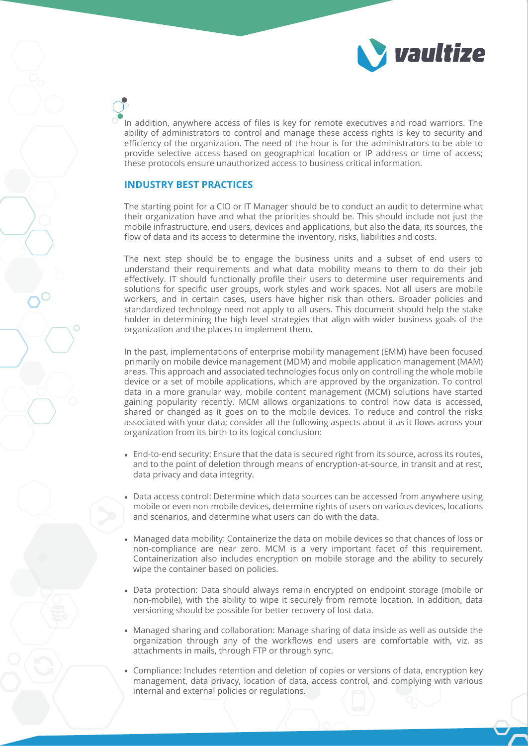In addition, anywhere access of files is key for remote executives and road warriors. The ability of administrators to control and manage these access rights is key to security and efficiency of the organization. The need of the hour is for the administrators to be able to provide selective access based on geographical location or IP address or time of access; these protocols ensure unauthorized access to business critical information.

## INDUSTRY BEST PRACTICES

The starting point for a CIO or IT Manager should be to conduct an audit to determine what their organization have and what the priorities should be. This should include not just the mobile infrastructure, end users, devices and applications, but also the data, its sources, the flow of data and its access to determine the inventory, risks, liabilities and costs.

The next step should be to engage the business units and a subset of end users to understand their requirements and what data mobility means to them to do their job effectively. IT should functionally profile their users to determine user requirements and solutions for specific user groups, work styles and work spaces. Not all users are mobile workers, and in certain cases, users have higher risk than others. Broader policies and standardized technology need not apply to all users. This document should help the stake holder in determining the high level strategies that align with wider business goals of the organization and the places to implement them.

In the past, implementations of enterprise mobility management (EMM) have been focused primarily on mobile device management (MDM) and mobile application management (MAM) areas. This approach and associated technologies focus only on controlling the whole mobile device or a set of mobile applications, which are approved by the organization. To control data in a more granular way, mobile content management (MCM) solutions have started gaining popularity recently. MCM allows organizations to control how data is accessed, shared or changed as it goes on to the mobile devices. To reduce and control the risks associated with your data; consider all the following aspects about it as it flows across your organization from its birth to its logical conclusion:

- End-to-end security: Ensure that the data is secured right from its source, across its routes, and to the point of deletion through means of encryption-at-source, in transit and at rest, data privacy and data integrity.
- Data access control: Determine which data sources can be accessed from anywhere using mobile or even non-mobile devices, determine rights of users on various devices, locations and scenarios, and determine what users can do with the data.
- Managed data mobility: Containerize the data on mobile devices so that chances of loss or non-compliance are near zero. MCM is a very important facet of this requirement. Containerization also includes encryption on mobile storage and the ability to securely wipe the container based on policies.
- Data protection: Data should always remain encrypted on endpoint storage (mobile or non-mobile), with the ability to wipe it securely from remote location. In addition, data versioning should be possible for better recovery of lost data.
- Managed sharing and collaboration: Manage sharing of data inside as well as outside the organization through any of the workflows end users are comfortable with, viz. as attachments in mails, through FTP or through sync.
- Compliance: Includes retention and deletion of copies or versions of data, encryption key management, data privacy, location of data, access control, and complying with various internal and external policies or regulations.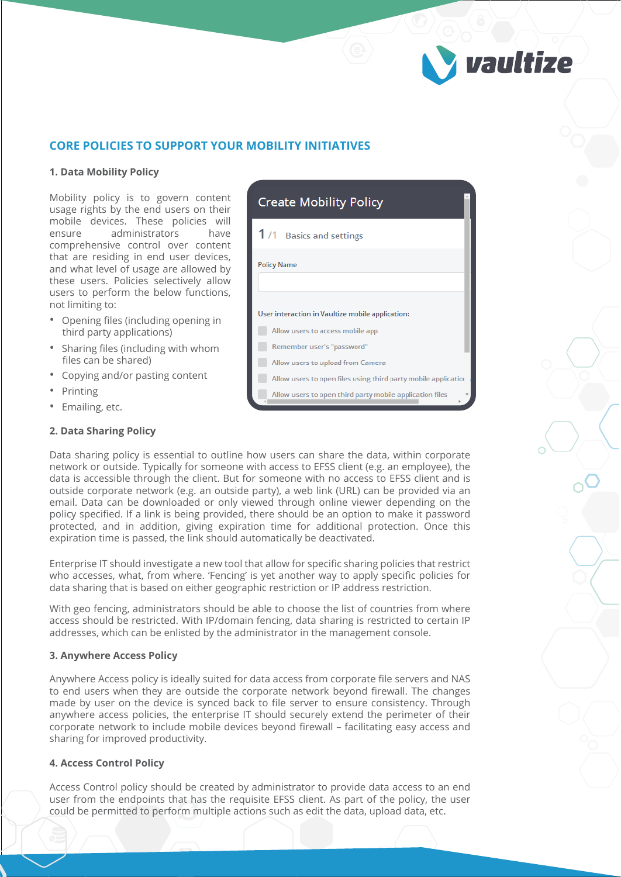## CORE POLICIES TO SUPPORT YOUR MOBILITY INITIATIVES

### 1. Data Mobility Policy

Mobility policy is to govern content usage rights by the end users on their mobile devices. These policies will ensure administrators have comprehensive control over content that are residing in end user devices, and what level of usage are allowed by these users. Policies selectively allow users to perform the below functions, not limiting to:

- Opening files (including opening in third party applications)
- Sharing files (including with whom files can be shared)
- Copying and/or pasting content
- Printing
- Emailing, etc.

### 2. Data Sharing Policy

Data sharing policy is essential to outline how users can share the data, within corporate network or outside. Typically for someone with access to EFSS client (e.g. an employee), the data is accessible through the client. But for someone with no access to EFSS client and is outside corporate network (e.g. an outside party), a web link (URL) can be provided via an email. Data can be downloaded or only viewed through online viewer depending on the policy specified. If a link is being provided, there should be an option to make it password protected, and in addition, giving expiration time for additional protection. Once this expiration time is passed, the link should automatically be deactivated.

Enterprise IT should investigate a new tool that allow for specific sharing policies that restrict who accesses, what, from where. 'Fencing' is yet another way to apply specific policies for data sharing that is based on either geographic restriction or IP address restriction.

With geo fencing, administrators should be able to choose the list of countries from where access should be restricted. With IP/domain fencing, data sharing is restricted to certain IP addresses, which can be enlisted by the administrator in the management console.

### 3. Anywhere Access Policy

Anywhere Access policy is ideally suited for data access from corporate file servers and NAS to end users when they are outside the corporate network beyond firewall. The changes made by user on the device is synced back to file server to ensure consistency. Through anywhere access policies, the enterprise IT should securely extend the perimeter of their corporate network to include mobile devices beyond firewall – facilitating easy access and sharing for improved productivity.

### 4. Access Control Policy

Access Control policy should be created by administrator to provide data access to an end user from the endpoints that has the requisite EFSS client. As part of the policy, the user could be permitted to perform multiple actions such as edit the data, upload data, etc.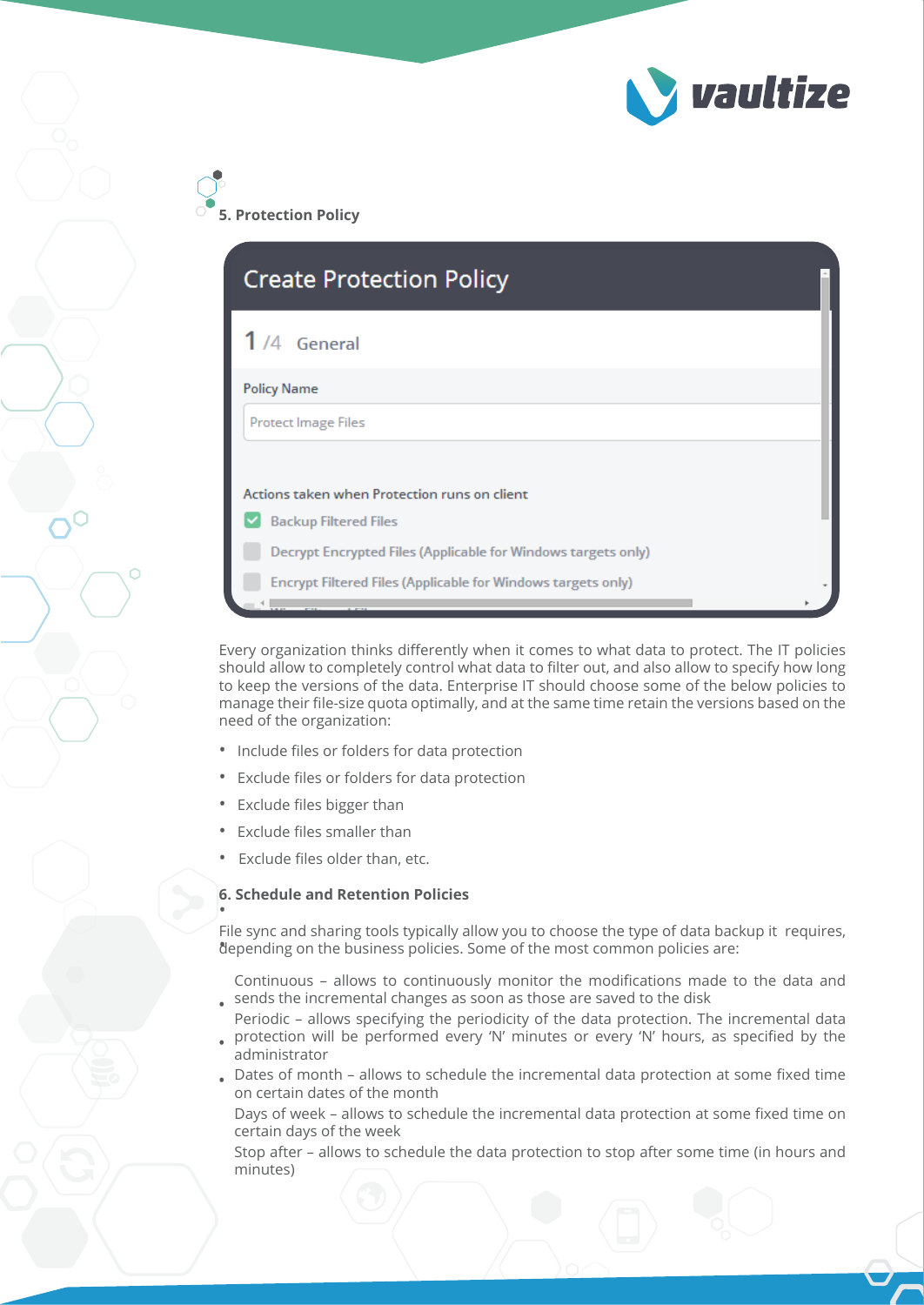## 5. Protection Policy

Every organization thinks differently when it comes to what data to protect. The IT policies should allow to completely control what data to filter out, and also allow to specify how long to keep the versions of the data. Enterprise IT should choose some of the below policies to manage their file-size quota optimally, and at the same time retain the versions based on the need of the organization:

- Include files or folders for data protection
- Exclude files or folders for data protection
- Exclude files bigger than
- Exclude files smaller than
- Exclude files older than, etc.

## 6. Schedule and Retention Policies

File sync and sharing tools typically allow you to choose the type of data backup it requires, depending on the business policies. Some of the most common policies are:

- Continuous – allows to continuously monitor the modifications made to the data and sends the incremental changes as soon as those are saved to the disk
- Periodic – allows specifying the periodicity of the data protection. The incremental data protection will be performed every 'N' minutes or every 'N' hours, as specified by the administrator
- Dates of month – allows to schedule the incremental data protection at some fixed time on certain dates of the month
- Days of week – allows to schedule the incremental data protection at some fixed time on certain days of the week
- Stop after – allows to schedule the data protection to stop after some time (in hours and minutes)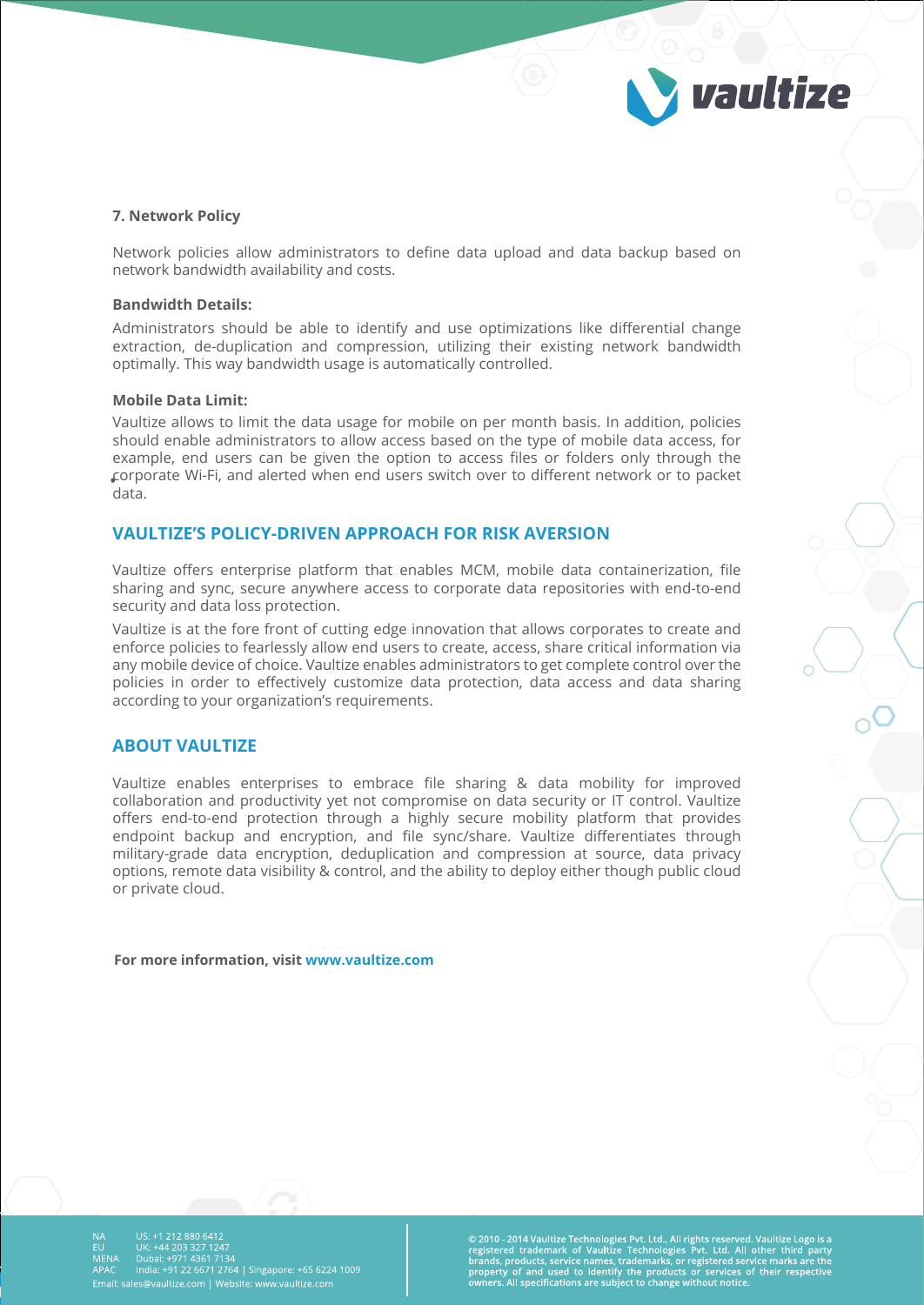**7. Network Policy**

Network policies allow administrators to define data upload and data backup based on network bandwidth availability and costs.

**Bandwidth Details:**

Administrators should be able to identify and use optimizations like differential change extraction, de-duplication and compression, utilizing their existing network bandwidth optimally. This way bandwidth usage is automatically controlled.

**Mobile Data Limit:**

Vaultize allows to limit the data usage for mobile on per month basis. In addition, policies should enable administrators to allow access based on the type of mobile data access, for example, end users can be given the option to access files or folders only through the corporate Wi-Fi, and alerted when end users switch over to different network or to packet data.

## VAULTIZE'S POLICY-DRIVEN APPROACH FOR RISK AVERSION

Vaultize offers enterprise platform that enables MCM, mobile data containerization, file sharing and sync, secure anywhere access to corporate data repositories with end-to-end security and data loss protection.

Vaultize is at the fore front of cutting edge innovation that allows corporates to create and enforce policies to fearlessly allow end users to create, access, share critical information via any mobile device of choice. Vaultize enables administrators to get complete control over the policies in order to effectively customize data protection, data access and data sharing according to your organization's requirements.

## ABOUT VAULTIZE

Vaultize enables enterprises to embrace file sharing & data mobility for improved collaboration and productivity yet not compromise on data security or IT control. Vaultize offers end-to-end protection through a highly secure mobility platform that provides endpoint backup and encryption, and file sync/share. Vaultize differentiates through military-grade data encryption, deduplication and compression at source, data privacy options, remote data visibility & control, and the ability to deploy either though public cloud or private cloud.

**For more information, visit www.vaultize.com**

NA US: +1 212 880 6412
EU UK: +44 203 327 1247
MENA Dubai: +971 4361 7134
APAC India: +91 22 6671 2764 | Singapore: +65 6224 1009
Email: sales@vaultize.com | Website: www.vaultize.com

© 2010 - 2014 Vaultize Technologies Pvt. Ltd., All rights reserved. Vaultize Logo is a registered trademark of Vaultize Technologies Pvt. Ltd. All other third party brands, products, service names, trademarks, or registered service marks are the property of and used to identify the products or services of their respective owners. All specifications are subject to change without notice.